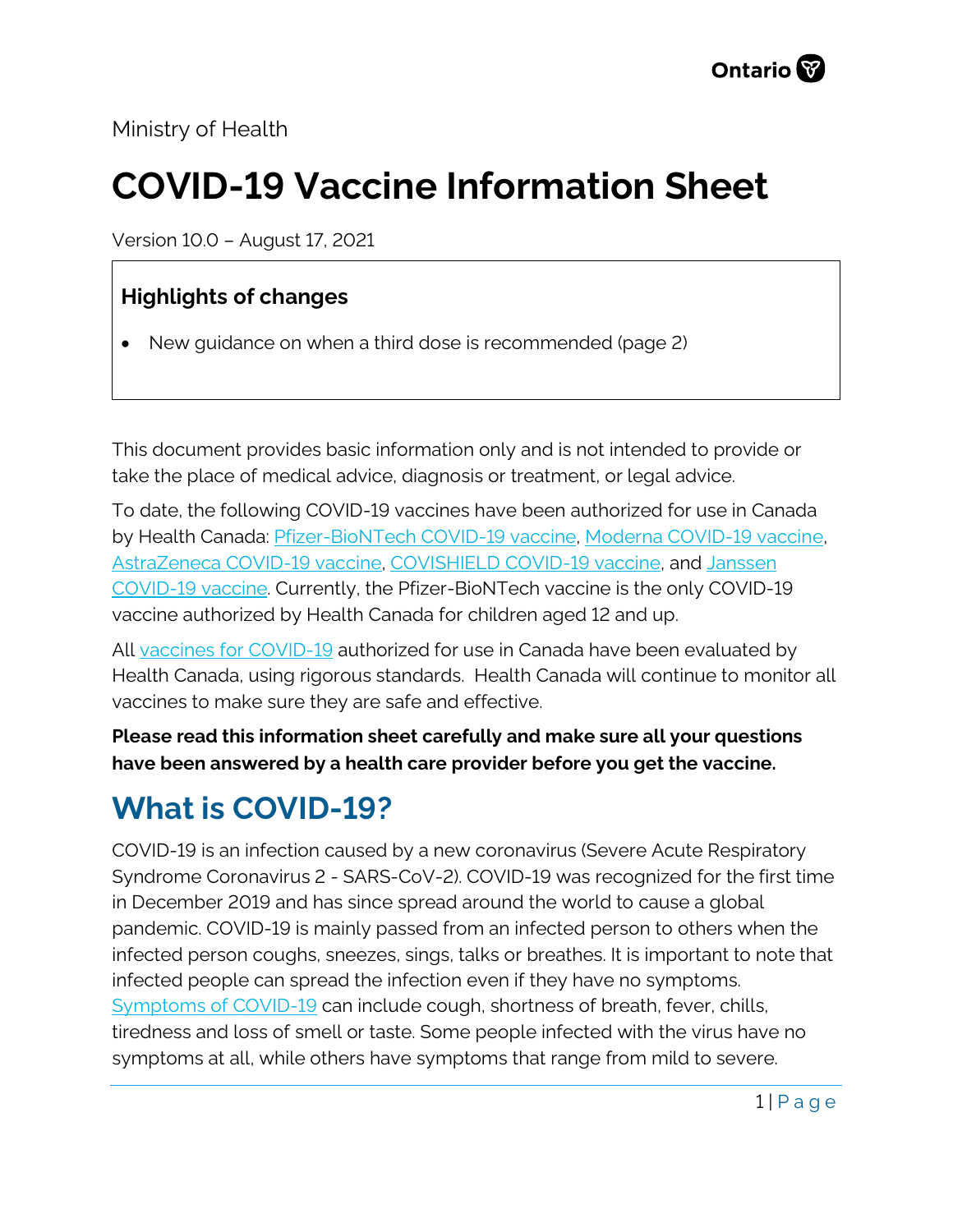Ministry of Health

# COVID-19 Vaccine Information Sheet

Version 10.0 – August 17, 2021

### Highlights of changes

- New guidance on when a third dose is recommended (page 2)

This document provides basic information only and is not intended to provide or take the place of medical advice, diagnosis or treatment, or legal advice.

To date, the following COVID-19 vaccines have been authorized for use in Canada by Health Canada: Pfizer-BioNTech COVID-19 vaccine, Moderna COVID-19 vaccine, AstraZeneca COVID-19 vaccine, COVISHIELD COVID-19 vaccine, and Janssen COVID-19 vaccine. Currently, the Pfizer-BioNTech vaccine is the only COVID-19 vaccine authorized by Health Canada for children aged 12 and up.

All vaccines for COVID-19 authorized for use in Canada have been evaluated by Health Canada, using rigorous standards. Health Canada will continue to monitor all vaccines to make sure they are safe and effective.

**Please read this information sheet carefully and make sure all your questions have been answered by a health care provider before you get the vaccine.**

## What is COVID-19?

COVID-19 is an infection caused by a new coronavirus (Severe Acute Respiratory Syndrome Coronavirus 2 - SARS-CoV-2). COVID-19 was recognized for the first time in December 2019 and has since spread around the world to cause a global pandemic. COVID-19 is mainly passed from an infected person to others when the infected person coughs, sneezes, sings, talks or breathes. It is important to note that infected people can spread the infection even if they have no symptoms. Symptoms of COVID-19 can include cough, shortness of breath, fever, chills, tiredness and loss of smell or taste. Some people infected with the virus have no symptoms at all, while others have symptoms that range from mild to severe.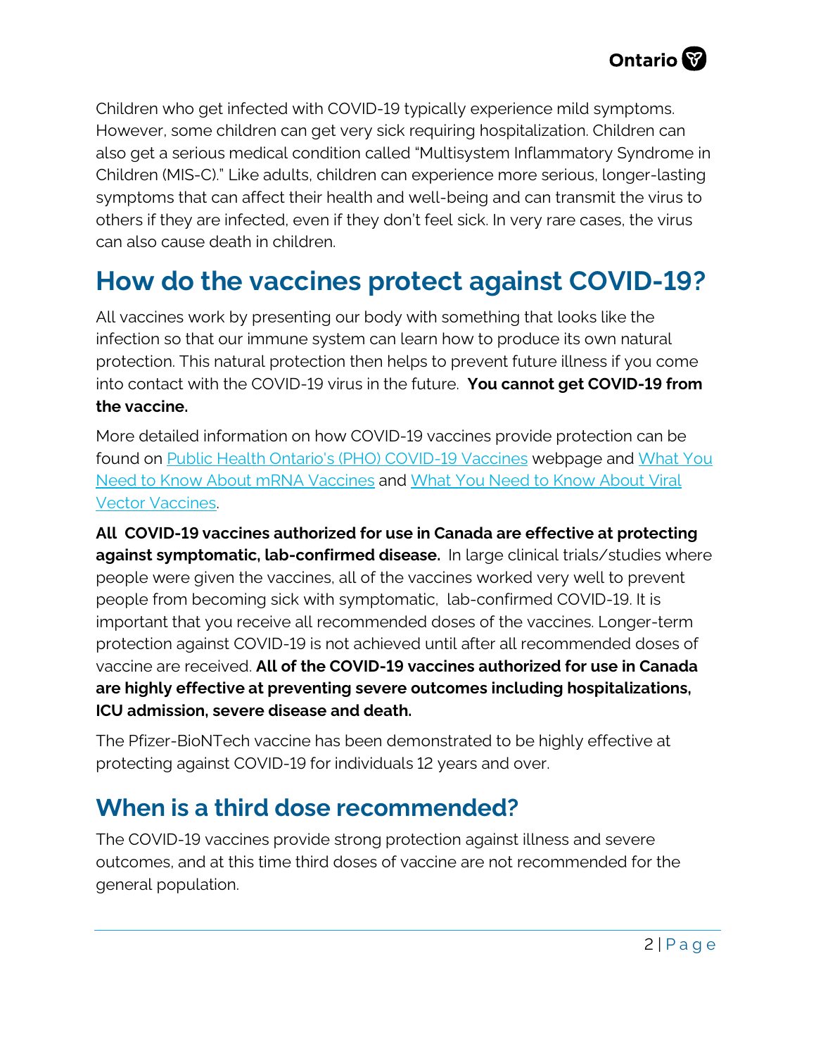Children who get infected with COVID-19 typically experience mild symptoms. However, some children can get very sick requiring hospitalization. Children can also get a serious medical condition called "Multisystem Inflammatory Syndrome in Children (MIS-C)." Like adults, children can experience more serious, longer-lasting symptoms that can affect their health and well-being and can transmit the virus to others if they are infected, even if they don't feel sick. In very rare cases, the virus can also cause death in children.

# How do the vaccines protect against COVID-19?

All vaccines work by presenting our body with something that looks like the infection so that our immune system can learn how to produce its own natural protection. This natural protection then helps to prevent future illness if you come into contact with the COVID-19 virus in the future. **You cannot get COVID-19 from the vaccine.**

More detailed information on how COVID-19 vaccines provide protection can be found on Public Health Ontario's (PHO) COVID-19 Vaccines webpage and What You Need to Know About mRNA Vaccines and What You Need to Know About Viral Vector Vaccines.

**All COVID-19 vaccines authorized for use in Canada are effective at protecting against symptomatic, lab-confirmed disease.** In large clinical trials/studies where people were given the vaccines, all of the vaccines worked very well to prevent people from becoming sick with symptomatic, lab-confirmed COVID-19. It is important that you receive all recommended doses of the vaccines. Longer-term protection against COVID-19 is not achieved until after all recommended doses of vaccine are received. **All of the COVID-19 vaccines authorized for use in Canada are highly effective at preventing severe outcomes including hospitalizations, ICU admission, severe disease and death.**

The Pfizer-BioNTech vaccine has been demonstrated to be highly effective at protecting against COVID-19 for individuals 12 years and over.

## When is a third dose recommended?

The COVID-19 vaccines provide strong protection against illness and severe outcomes, and at this time third doses of vaccine are not recommended for the general population.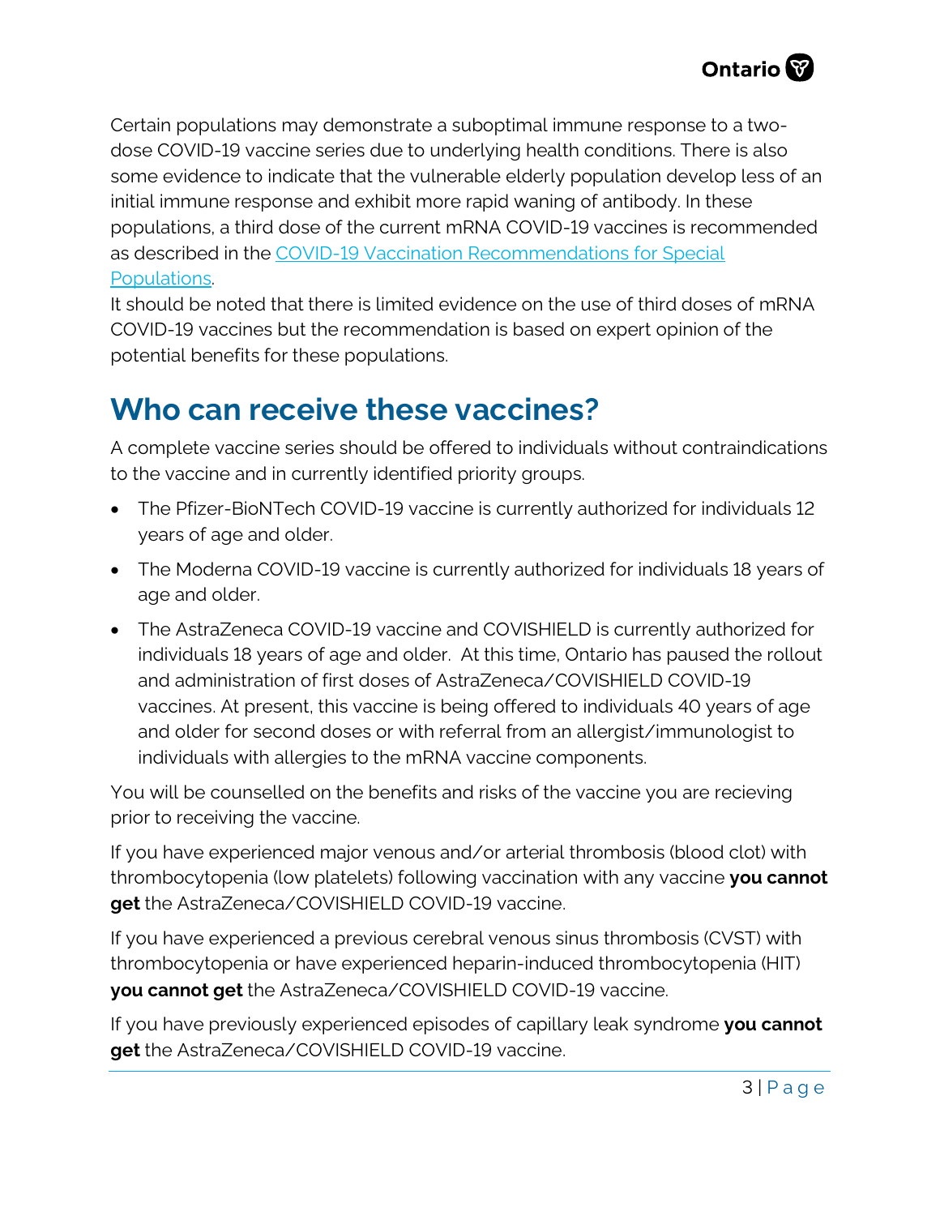Certain populations may demonstrate a suboptimal immune response to a two-dose COVID-19 vaccine series due to underlying health conditions. There is also some evidence to indicate that the vulnerable elderly population develop less of an initial immune response and exhibit more rapid waning of antibody. In these populations, a third dose of the current mRNA COVID-19 vaccines is recommended as described in the [COVID-19 Vaccination Recommendations for Special Populations](#).

It should be noted that there is limited evidence on the use of third doses of mRNA COVID-19 vaccines but the recommendation is based on expert opinion of the potential benefits for these populations.

## Who can receive these vaccines?

A complete vaccine series should be offered to individuals without contraindications to the vaccine and in currently identified priority groups.

- The Pfizer-BioNTech COVID-19 vaccine is currently authorized for individuals 12 years of age and older.
- The Moderna COVID-19 vaccine is currently authorized for individuals 18 years of age and older.
- The AstraZeneca COVID-19 vaccine and COVISHIELD is currently authorized for individuals 18 years of age and older. At this time, Ontario has paused the rollout and administration of first doses of AstraZeneca/COVISHIELD COVID-19 vaccines. At present, this vaccine is being offered to individuals 40 years of age and older for second doses or with referral from an allergist/immunologist to individuals with allergies to the mRNA vaccine components.

You will be counselled on the benefits and risks of the vaccine you are recieving prior to receiving the vaccine.

If you have experienced major venous and/or arterial thrombosis (blood clot) with thrombocytopenia (low platelets) following vaccination with any vaccine **you cannot get** the AstraZeneca/COVISHIELD COVID-19 vaccine.

If you have experienced a previous cerebral venous sinus thrombosis (CVST) with thrombocytopenia or have experienced heparin-induced thrombocytopenia (HIT) **you cannot get** the AstraZeneca/COVISHIELD COVID-19 vaccine.

If you have previously experienced episodes of capillary leak syndrome **you cannot get** the AstraZeneca/COVISHIELD COVID-19 vaccine.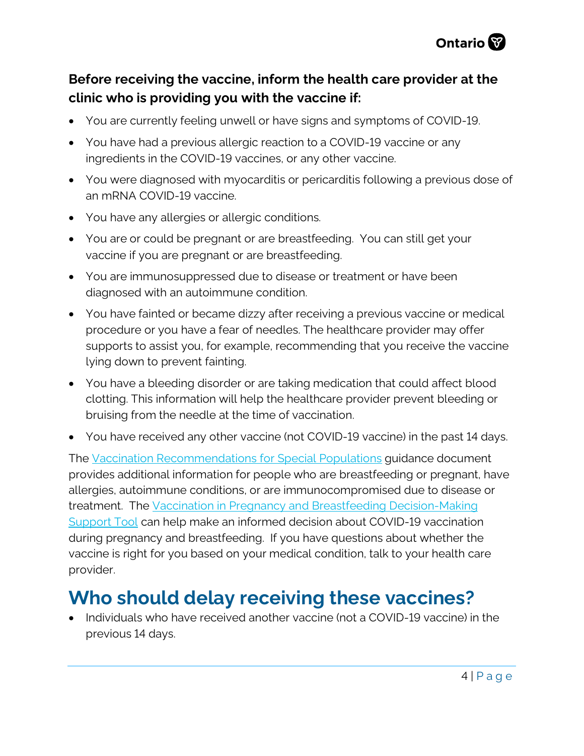**Before receiving the vaccine, inform the health care provider at the clinic who is providing you with the vaccine if:**

- You are currently feeling unwell or have signs and symptoms of COVID-19.
- You have had a previous allergic reaction to a COVID-19 vaccine or any ingredients in the COVID-19 vaccines, or any other vaccine.
- You were diagnosed with myocarditis or pericarditis following a previous dose of an mRNA COVID-19 vaccine.
- You have any allergies or allergic conditions.
- You are or could be pregnant or are breastfeeding. You can still get your vaccine if you are pregnant or are breastfeeding.
- You are immunosuppressed due to disease or treatment or have been diagnosed with an autoimmune condition.
- You have fainted or became dizzy after receiving a previous vaccine or medical procedure or you have a fear of needles. The healthcare provider may offer supports to assist you, for example, recommending that you receive the vaccine lying down to prevent fainting.
- You have a bleeding disorder or are taking medication that could affect blood clotting. This information will help the healthcare provider prevent bleeding or bruising from the needle at the time of vaccination.
- You have received any other vaccine (not COVID-19 vaccine) in the past 14 days.

The Vaccination Recommendations for Special Populations guidance document provides additional information for people who are breastfeeding or pregnant, have allergies, autoimmune conditions, or are immunocompromised due to disease or treatment. The Vaccination in Pregnancy and Breastfeeding Decision-Making Support Tool can help make an informed decision about COVID-19 vaccination during pregnancy and breastfeeding. If you have questions about whether the vaccine is right for you based on your medical condition, talk to your health care provider.

# Who should delay receiving these vaccines?

- Individuals who have received another vaccine (not a COVID-19 vaccine) in the previous 14 days.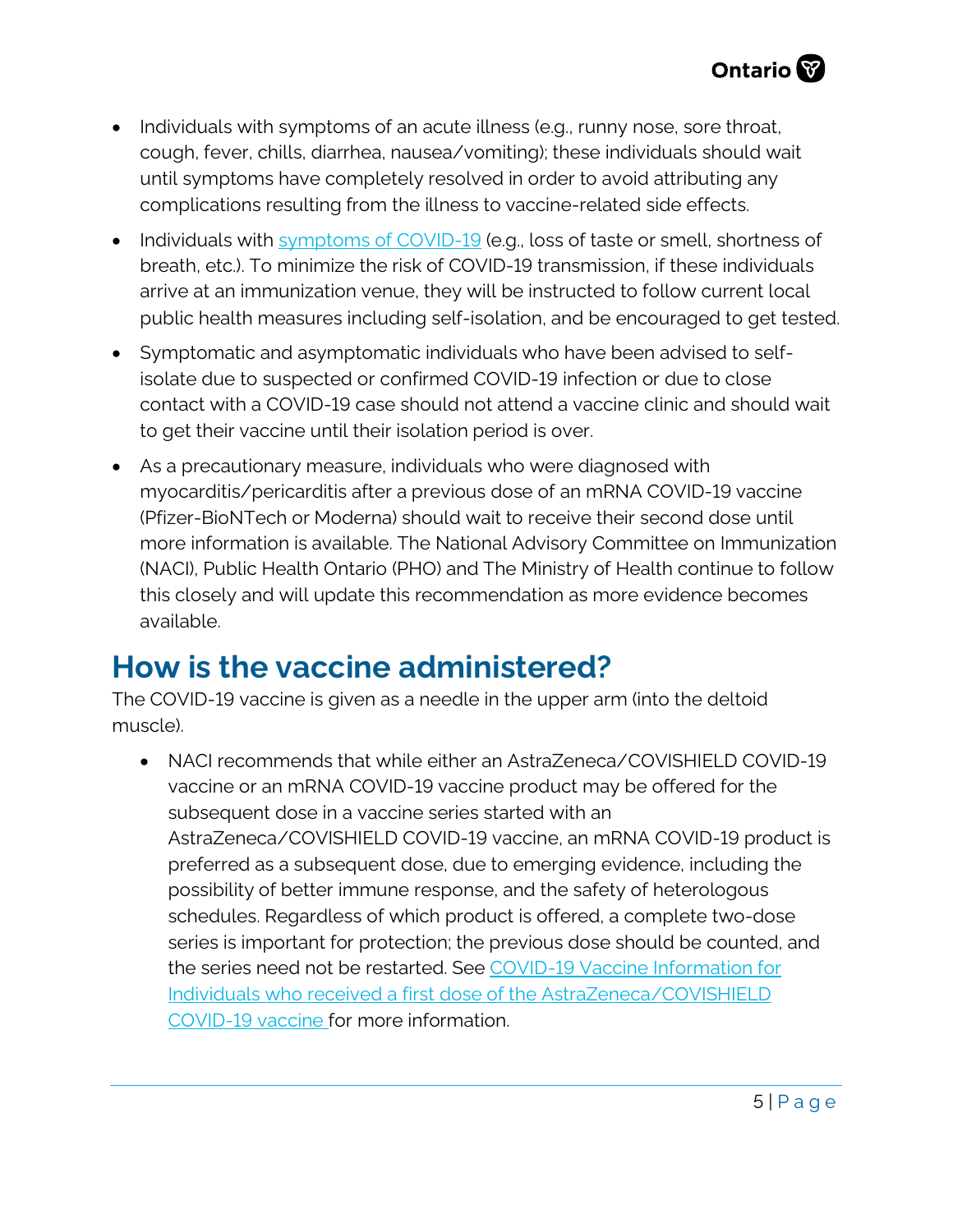- Individuals with symptoms of an acute illness (e.g., runny nose, sore throat, cough, fever, chills, diarrhea, nausea/vomiting); these individuals should wait until symptoms have completely resolved in order to avoid attributing any complications resulting from the illness to vaccine-related side effects.
- Individuals with [symptoms of COVID-19](#) (e.g., loss of taste or smell, shortness of breath, etc.). To minimize the risk of COVID-19 transmission, if these individuals arrive at an immunization venue, they will be instructed to follow current local public health measures including self-isolation, and be encouraged to get tested.
- Symptomatic and asymptomatic individuals who have been advised to self-isolate due to suspected or confirmed COVID-19 infection or due to close contact with a COVID-19 case should not attend a vaccine clinic and should wait to get their vaccine until their isolation period is over.
- As a precautionary measure, individuals who were diagnosed with myocarditis/pericarditis after a previous dose of an mRNA COVID-19 vaccine (Pfizer-BioNTech or Moderna) should wait to receive their second dose until more information is available. The National Advisory Committee on Immunization (NACI), Public Health Ontario (PHO) and The Ministry of Health continue to follow this closely and will update this recommendation as more evidence becomes available.

## How is the vaccine administered?

The COVID-19 vaccine is given as a needle in the upper arm (into the deltoid muscle).

- NACI recommends that while either an AstraZeneca/COVISHIELD COVID-19 vaccine or an mRNA COVID-19 vaccine product may be offered for the subsequent dose in a vaccine series started with an AstraZeneca/COVISHIELD COVID-19 vaccine, an mRNA COVID-19 product is preferred as a subsequent dose, due to emerging evidence, including the possibility of better immune response, and the safety of heterologous schedules. Regardless of which product is offered, a complete two-dose series is important for protection; the previous dose should be counted, and the series need not be restarted. See [COVID-19 Vaccine Information for Individuals who received a first dose of the AstraZeneca/COVISHIELD COVID-19 vaccine](#) for more information.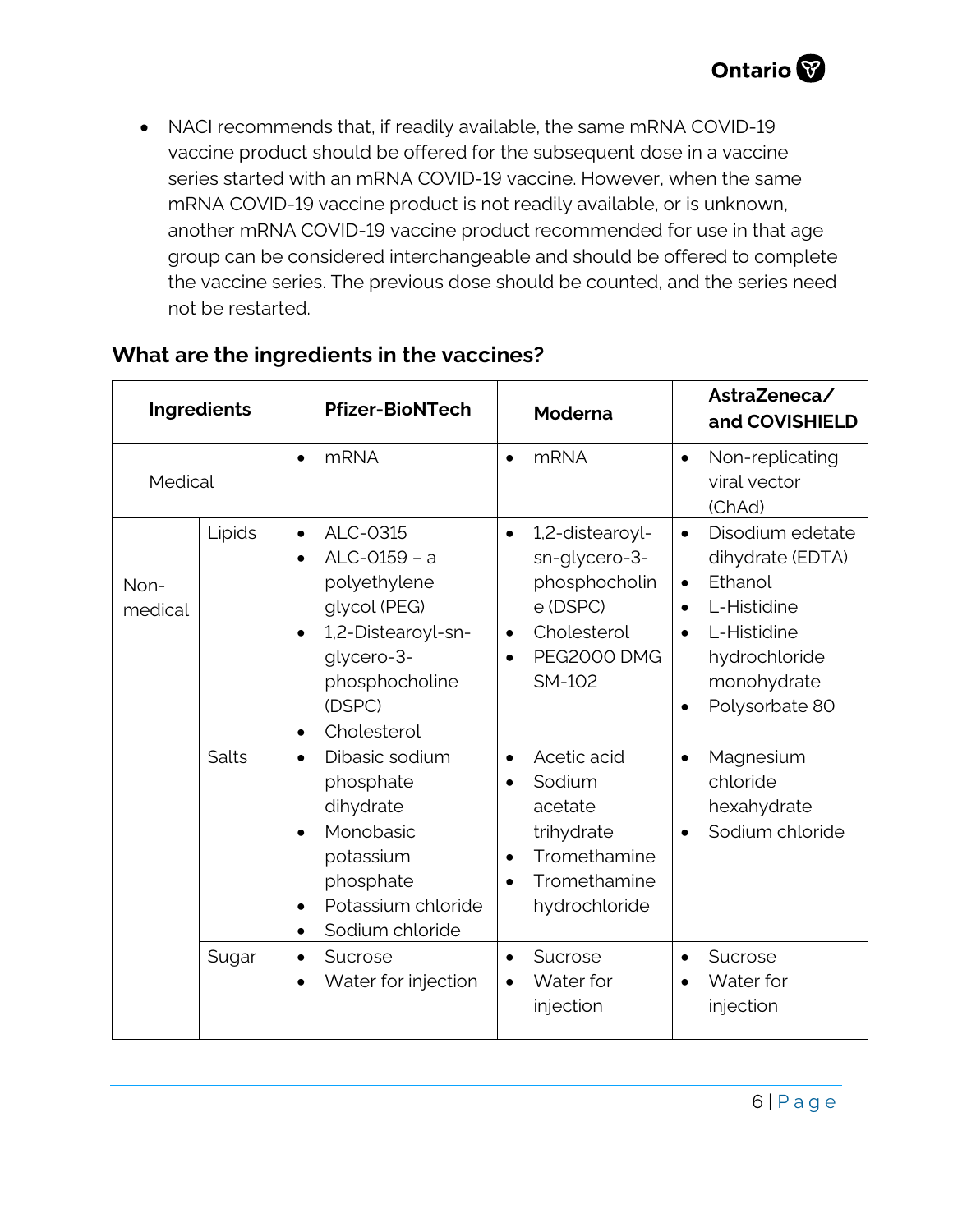- NACI recommends that, if readily available, the same mRNA COVID-19 vaccine product should be offered for the subsequent dose in a vaccine series started with an mRNA COVID-19 vaccine. However, when the same mRNA COVID-19 vaccine product is not readily available, or is unknown, another mRNA COVID-19 vaccine product recommended for use in that age group can be considered interchangeable and should be offered to complete the vaccine series. The previous dose should be counted, and the series need not be restarted.

## What are the ingredients in the vaccines?

| Ingredients | | Pfizer-BioNTech | Moderna | AstraZeneca/ and COVISHIELD |
|---|---|---|---|---|
| Medical | | • mRNA | • mRNA | • Non-replicating viral vector (ChAd) |
| Non-medical | Lipids | • ALC-0315<br>• ALC-0159 – a polyethylene glycol (PEG)<br>• 1,2-Distearoyl-sn-glycero-3-phosphocholine (DSPC)<br>• Cholesterol | • 1,2-distearoyl-sn-glycero-3-phosphocholine (DSPC)<br>• Cholesterol<br>• PEG2000 DMG SM-102 | • Disodium edetate dihydrate (EDTA)<br>• Ethanol<br>• L-Histidine<br>• L-Histidine hydrochloride monohydrate<br>• Polysorbate 80 |
| | Salts | • Dibasic sodium phosphate dihydrate<br>• Monobasic potassium phosphate<br>• Potassium chloride<br>• Sodium chloride | • Acetic acid<br>• Sodium acetate trihydrate<br>• Tromethamine<br>• Tromethamine hydrochloride | • Magnesium chloride hexahydrate<br>• Sodium chloride |
| | Sugar | • Sucrose<br>• Water for injection | • Sucrose<br>• Water for injection | • Sucrose<br>• Water for injection |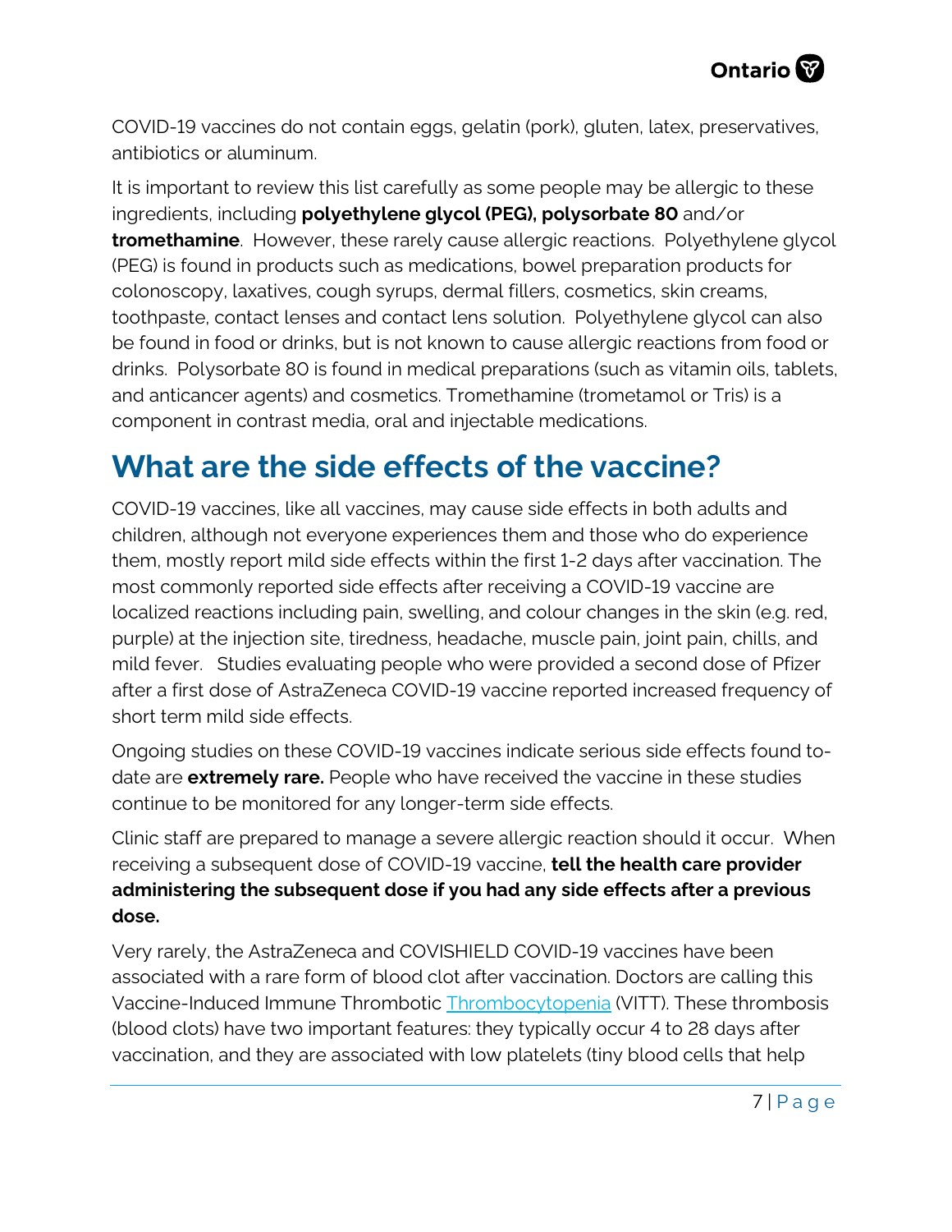COVID-19 vaccines do not contain eggs, gelatin (pork), gluten, latex, preservatives, antibiotics or aluminum.

It is important to review this list carefully as some people may be allergic to these ingredients, including **polyethylene glycol (PEG), polysorbate 80** and/or **tromethamine**. However, these rarely cause allergic reactions. Polyethylene glycol (PEG) is found in products such as medications, bowel preparation products for colonoscopy, laxatives, cough syrups, dermal fillers, cosmetics, skin creams, toothpaste, contact lenses and contact lens solution. Polyethylene glycol can also be found in food or drinks, but is not known to cause allergic reactions from food or drinks. Polysorbate 80 is found in medical preparations (such as vitamin oils, tablets, and anticancer agents) and cosmetics. Tromethamine (trometamol or Tris) is a component in contrast media, oral and injectable medications.

# What are the side effects of the vaccine?

COVID-19 vaccines, like all vaccines, may cause side effects in both adults and children, although not everyone experiences them and those who do experience them, mostly report mild side effects within the first 1-2 days after vaccination. The most commonly reported side effects after receiving a COVID-19 vaccine are localized reactions including pain, swelling, and colour changes in the skin (e.g. red, purple) at the injection site, tiredness, headache, muscle pain, joint pain, chills, and mild fever. Studies evaluating people who were provided a second dose of Pfizer after a first dose of AstraZeneca COVID-19 vaccine reported increased frequency of short term mild side effects.

Ongoing studies on these COVID-19 vaccines indicate serious side effects found to-date are **extremely rare.** People who have received the vaccine in these studies continue to be monitored for any longer-term side effects.

Clinic staff are prepared to manage a severe allergic reaction should it occur. When receiving a subsequent dose of COVID-19 vaccine, **tell the health care provider administering the subsequent dose if you had any side effects after a previous dose.**

Very rarely, the AstraZeneca and COVISHIELD COVID-19 vaccines have been associated with a rare form of blood clot after vaccination. Doctors are calling this Vaccine-Induced Immune Thrombotic [Thrombocytopenia](Thrombocytopenia) (VITT). These thrombosis (blood clots) have two important features: they typically occur 4 to 28 days after vaccination, and they are associated with low platelets (tiny blood cells that help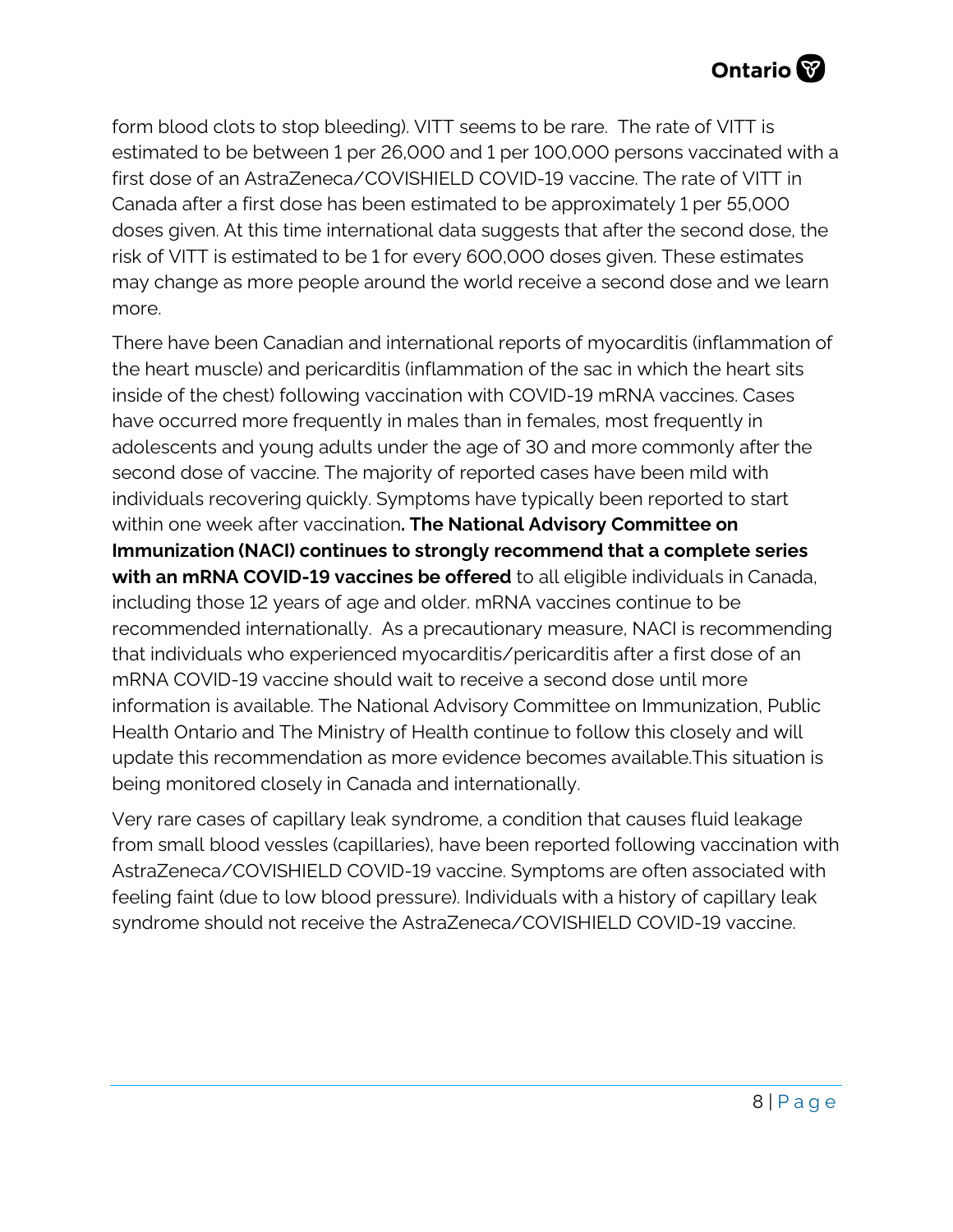form blood clots to stop bleeding). VITT seems to be rare.  The rate of VITT is estimated to be between 1 per 26,000 and 1 per 100,000 persons vaccinated with a first dose of an AstraZeneca/COVISHIELD COVID-19 vaccine. The rate of VITT in Canada after a first dose has been estimated to be approximately 1 per 55,000 doses given. At this time international data suggests that after the second dose, the risk of VITT is estimated to be 1 for every 600,000 doses given. These estimates may change as more people around the world receive a second dose and we learn more.

There have been Canadian and international reports of myocarditis (inflammation of the heart muscle) and pericarditis (inflammation of the sac in which the heart sits inside of the chest) following vaccination with COVID-19 mRNA vaccines. Cases have occurred more frequently in males than in females, most frequently in adolescents and young adults under the age of 30 and more commonly after the second dose of vaccine. The majority of reported cases have been mild with individuals recovering quickly. Symptoms have typically been reported to start within one week after vaccination**. The National Advisory Committee on Immunization (NACI) continues to strongly recommend that a complete series with an mRNA COVID-19 vaccines be offered** to all eligible individuals in Canada, including those 12 years of age and older. mRNA vaccines continue to be recommended internationally.  As a precautionary measure, NACI is recommending that individuals who experienced myocarditis/pericarditis after a first dose of an mRNA COVID-19 vaccine should wait to receive a second dose until more information is available. The National Advisory Committee on Immunization, Public Health Ontario and The Ministry of Health continue to follow this closely and will update this recommendation as more evidence becomes available.This situation is being monitored closely in Canada and internationally.

Very rare cases of capillary leak syndrome, a condition that causes fluid leakage from small blood vessles (capillaries), have been reported following vaccination with AstraZeneca/COVISHIELD COVID-19 vaccine. Symptoms are often associated with feeling faint (due to low blood pressure). Individuals with a history of capillary leak syndrome should not receive the AstraZeneca/COVISHIELD COVID-19 vaccine.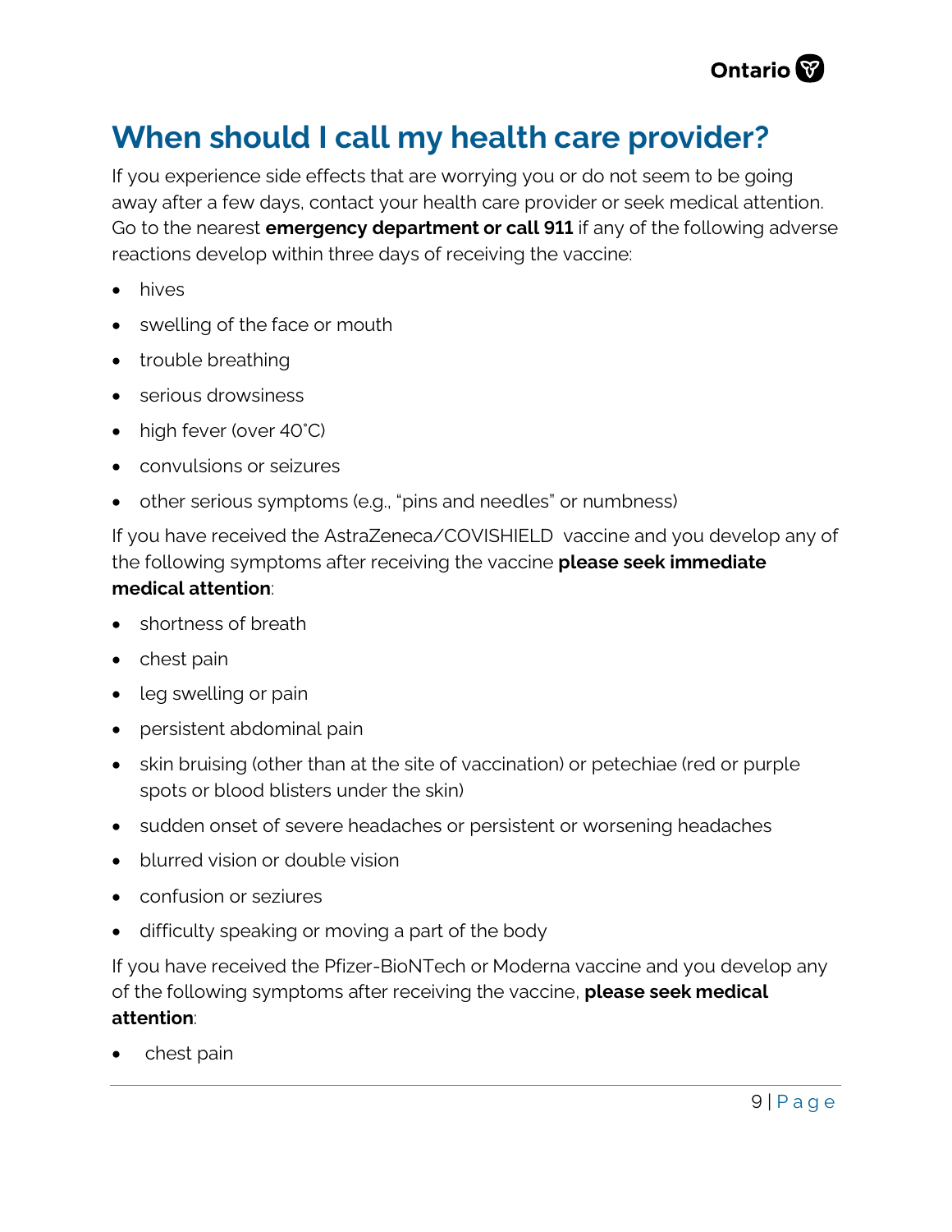## When should I call my health care provider?

If you experience side effects that are worrying you or do not seem to be going away after a few days, contact your health care provider or seek medical attention. Go to the nearest **emergency department or call 911** if any of the following adverse reactions develop within three days of receiving the vaccine:

- hives
- swelling of the face or mouth
- trouble breathing
- serious drowsiness
- high fever (over 40˚C)
- convulsions or seizures
- other serious symptoms (e.g., “pins and needles” or numbness)

If you have received the AstraZeneca/COVISHIELD vaccine and you develop any of the following symptoms after receiving the vaccine **please seek immediate medical attention**:

- shortness of breath
- chest pain
- leg swelling or pain
- persistent abdominal pain
- skin bruising (other than at the site of vaccination) or petechiae (red or purple spots or blood blisters under the skin)
- sudden onset of severe headaches or persistent or worsening headaches
- blurred vision or double vision
- confusion or seziures
- difficulty speaking or moving a part of the body

If you have received the Pfizer-BioNTech or Moderna vaccine and you develop any of the following symptoms after receiving the vaccine, **please seek medical attention**:

- chest pain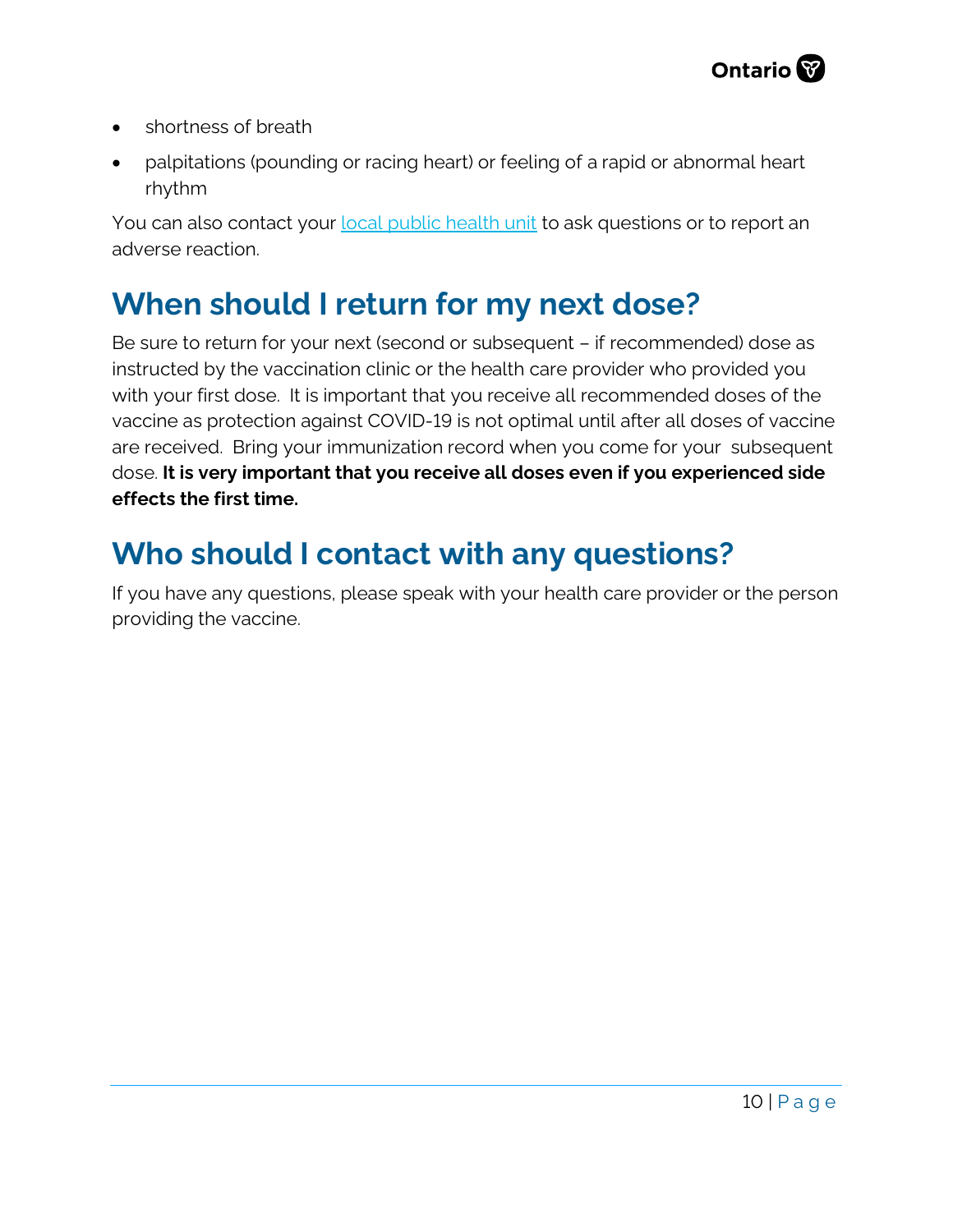- shortness of breath
- palpitations (pounding or racing heart) or feeling of a rapid or abnormal heart rhythm

You can also contact your local public health unit to ask questions or to report an adverse reaction.

## When should I return for my next dose?

Be sure to return for your next (second or subsequent – if recommended) dose as instructed by the vaccination clinic or the health care provider who provided you with your first dose. It is important that you receive all recommended doses of the vaccine as protection against COVID-19 is not optimal until after all doses of vaccine are received. Bring your immunization record when you come for your subsequent dose. **It is very important that you receive all doses even if you experienced side effects the first time.**

## Who should I contact with any questions?

If you have any questions, please speak with your health care provider or the person providing the vaccine.